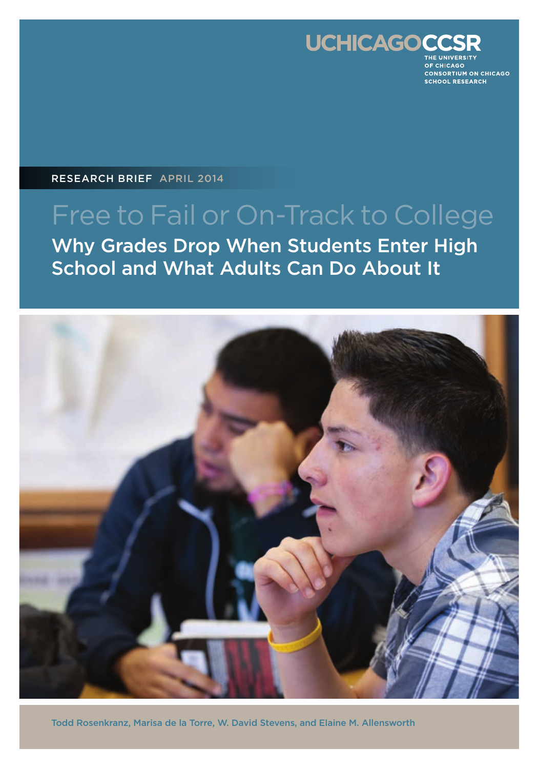UCHICAGOCCSR

THE UNIVERSITY OF CHICAGO CONSORTIUM ON CHICAGO SCHOOL RESEARCH

RESEARCH BRIEF APRIL 2014

# Free to Fail or On-Track to College

## Why Grades Drop When Students Enter High School and What Adults Can Do About It

Todd Rosenkranz, Marisa de la Torre, W. David Stevens, and Elaine M. Allensworth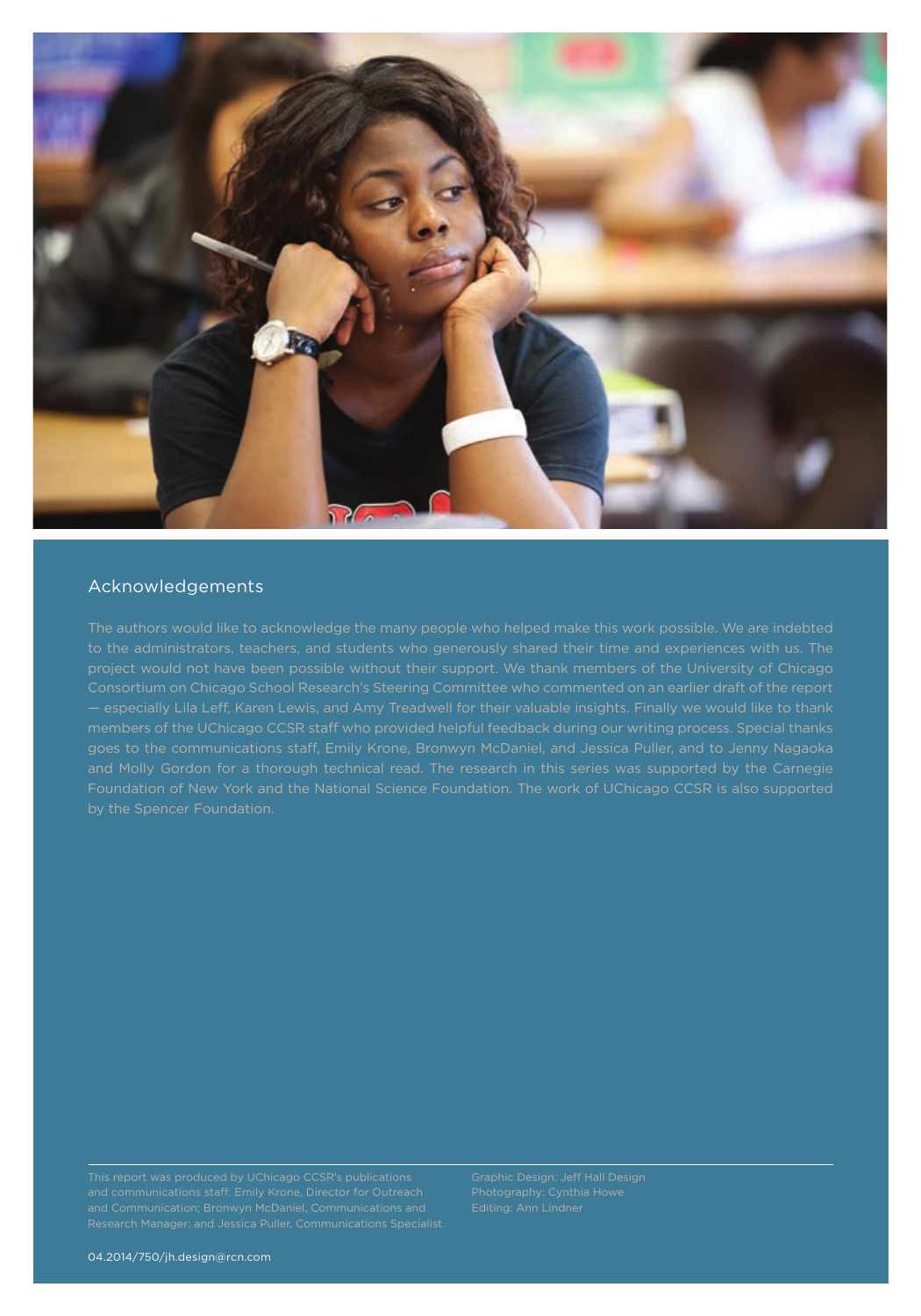## Acknowledgements

The authors would like to acknowledge the many people who helped make this work possible. We are indebted to the administrators, teachers, and students who generously shared their time and experiences with us. The project would not have been possible without their support. We thank members of the University of Chicago Consortium on Chicago School Research's Steering Committee who commented on an earlier draft of the report — especially Lila Leff, Karen Lewis, and Amy Treadwell for their valuable insights. Finally we would like to thank members of the UChicago CCSR staff who provided helpful feedback during our writing process. Special thanks goes to the communications staff, Emily Krone, Bronwyn McDaniel, and Jessica Puller, and to Jenny Nagaoka and Molly Gordon for a thorough technical read. The research in this series was supported by the Carnegie Foundation of New York and the National Science Foundation. The work of UChicago CCSR is also supported by the Spencer Foundation.

This report was produced by UChicago CCSR's publications and communications staff: Emily Krone, Director for Outreach and Communication; Bronwyn McDaniel, Communications and Research Manager; and Jessica Puller, Communications Specialist.

Graphic Design: Jeff Hall Design
Photography: Cynthia Howe
Editing: Ann Lindner

04.2014/750/jh.design@rcn.com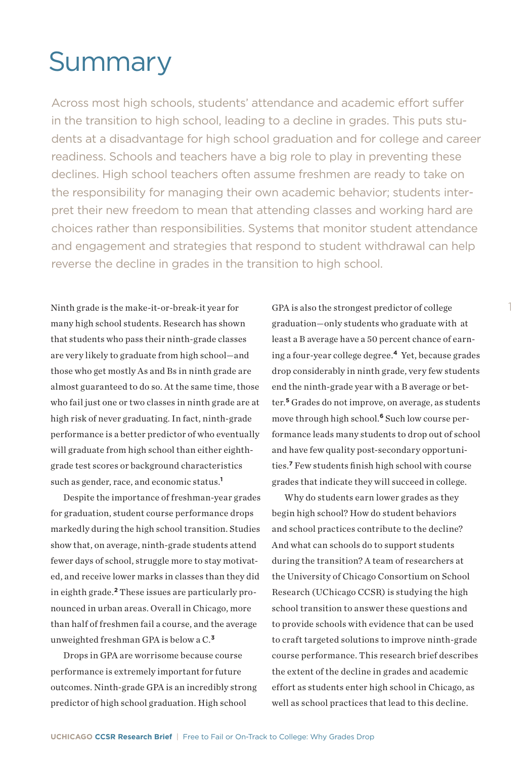# Summary

Across most high schools, students' attendance and academic effort suffer in the transition to high school, leading to a decline in grades. This puts students at a disadvantage for high school graduation and for college and career readiness. Schools and teachers have a big role to play in preventing these declines. High school teachers often assume freshmen are ready to take on the responsibility for managing their own academic behavior; students interpret their new freedom to mean that attending classes and working hard are choices rather than responsibilities. Systems that monitor student attendance and engagement and strategies that respond to student withdrawal can help reverse the decline in grades in the transition to high school.

Ninth grade is the make-it-or-break-it year for many high school students. Research has shown that students who pass their ninth-grade classes are very likely to graduate from high school—and those who get mostly As and Bs in ninth grade are almost guaranteed to do so. At the same time, those who fail just one or two classes in ninth grade are at high risk of never graduating. In fact, ninth-grade performance is a better predictor of who eventually will graduate from high school than either eighth-grade test scores or background characteristics such as gender, race, and economic status.[1]

Despite the importance of freshman-year grades for graduation, student course performance drops markedly during the high school transition. Studies show that, on average, ninth-grade students attend fewer days of school, struggle more to stay motivated, and receive lower marks in classes than they did in eighth grade.[2] These issues are particularly pronounced in urban areas. Overall in Chicago, more than half of freshmen fail a course, and the average unweighted freshman GPA is below a C.[3]

Drops in GPA are worrisome because course performance is extremely important for future outcomes. Ninth-grade GPA is an incredibly strong predictor of high school graduation. High school GPA is also the strongest predictor of college graduation—only students who graduate with at least a B average have a 50 percent chance of earning a four-year college degree.[4] Yet, because grades drop considerably in ninth grade, very few students end the ninth-grade year with a B average or better.[5] Grades do not improve, on average, as students move through high school.[6] Such low course performance leads many students to drop out of school and have few quality post-secondary opportunities.[7] Few students finish high school with course grades that indicate they will succeed in college.

Why do students earn lower grades as they begin high school? How do student behaviors and school practices contribute to the decline? And what can schools do to support students during the transition? A team of researchers at the University of Chicago Consortium on School Research (UChicago CCSR) is studying the high school transition to answer these questions and to provide schools with evidence that can be used to craft targeted solutions to improve ninth-grade course performance. This research brief describes the extent of the decline in grades and academic effort as students enter high school in Chicago, as well as school practices that lead to this decline.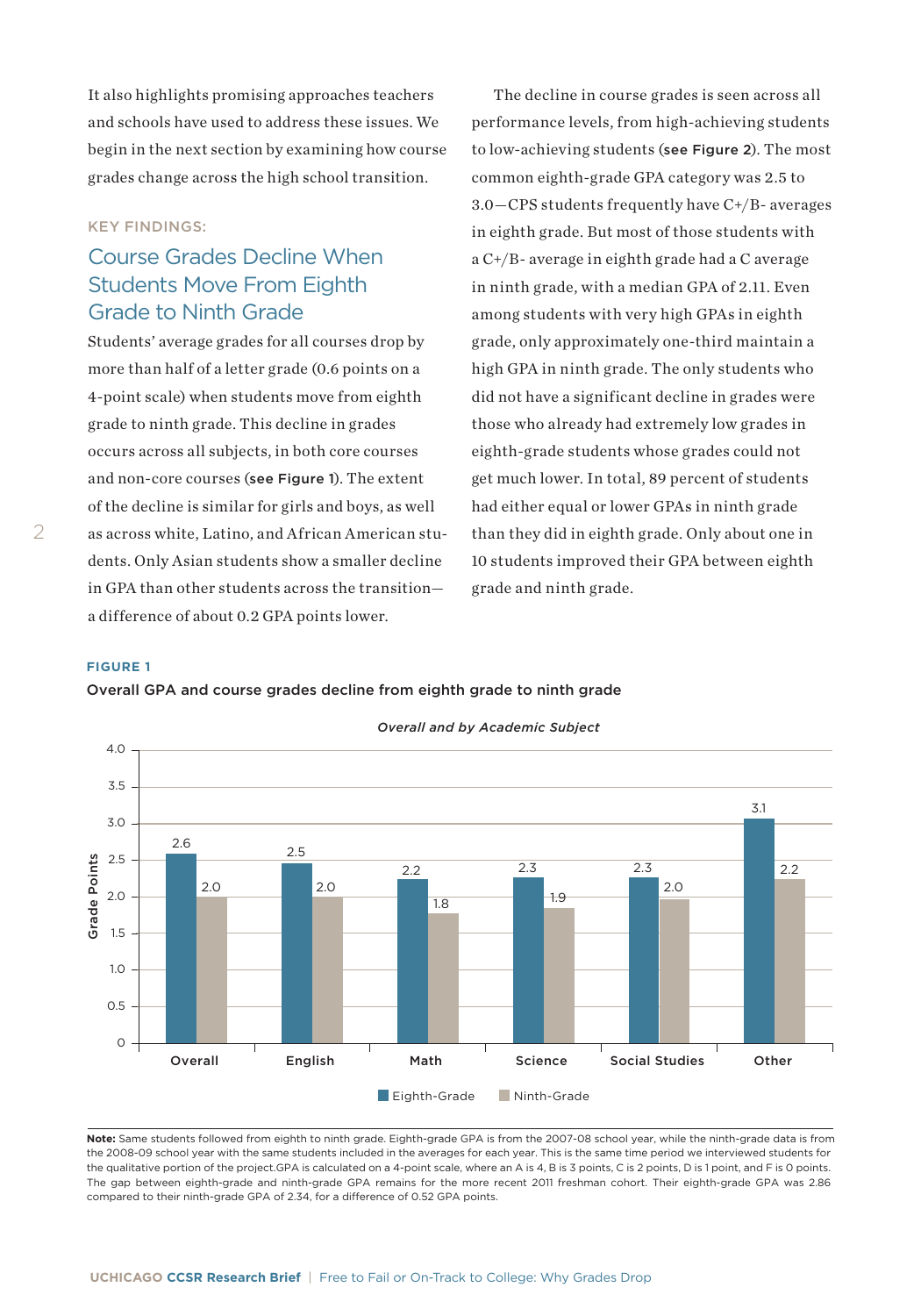It also highlights promising approaches teachers and schools have used to address these issues. We begin in the next section by examining how course grades change across the high school transition.

KEY FINDINGS:

## Course Grades Decline When Students Move From Eighth Grade to Ninth Grade

Students' average grades for all courses drop by more than half of a letter grade (0.6 points on a 4-point scale) when students move from eighth grade to ninth grade. This decline in grades occurs across all subjects, in both core courses and non-core courses (**see Figure 1**). The extent of the decline is similar for girls and boys, as well as across white, Latino, and African American students. Only Asian students show a smaller decline in GPA than other students across the transition—a difference of about 0.2 GPA points lower.

The decline in course grades is seen across all performance levels, from high-achieving students to low-achieving students (**see Figure 2**). The most common eighth-grade GPA category was 2.5 to 3.0—CPS students frequently have C+/B- averages in eighth grade. But most of those students with a C+/B- average in eighth grade had a C average in ninth grade, with a median GPA of 2.11. Even among students with very high GPAs in eighth grade, only approximately one-third maintain a high GPA in ninth grade. The only students who did not have a significant decline in grades were those who already had extremely low grades in eighth-grade students whose grades could not get much lower. In total, 89 percent of students had either equal or lower GPAs in ninth grade than they did in eighth grade. Only about one in 10 students improved their GPA between eighth grade and ninth grade.

**FIGURE 1**

**Overall GPA and course grades decline from eighth grade to ninth grade**

*Overall and by Academic Subject*

| Grade Points | Overall | English | Math | Science | Social Studies | Other |
|---|---|---|---|---|---|---|
| Eighth-Grade | 2.6 | 2.5 | 2.2 | 2.3 | 2.3 | 3.1 |
| Ninth-Grade | 2.0 | 2.0 | 1.8 | 1.9 | 2.0 | 2.2 |

**Note:** Same students followed from eighth to ninth grade. Eighth-grade GPA is from the 2007-08 school year, while the ninth-grade data is from the 2008-09 school year with the same students included in the averages for each year. This is the same time period we interviewed students for the qualitative portion of the project.GPA is calculated on a 4-point scale, where an A is 4, B is 3 points, C is 2 points, D is 1 point, and F is 0 points. The gap between eighth-grade and ninth-grade GPA remains for the more recent 2011 freshman cohort. Their eighth-grade GPA was 2.86 compared to their ninth-grade GPA of 2.34, for a difference of 0.52 GPA points.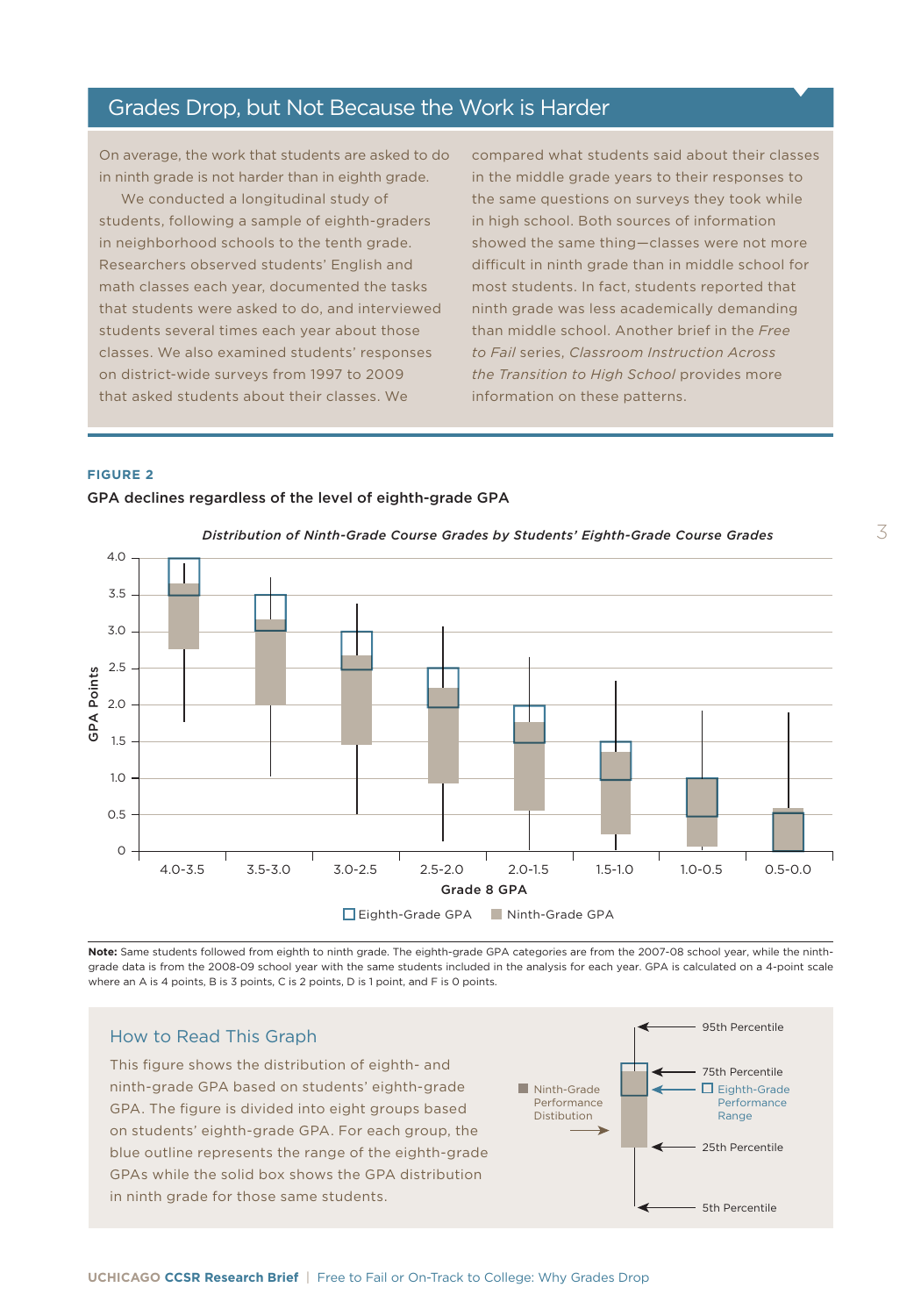## Grades Drop, but Not Because the Work is Harder

On average, the work that students are asked to do in ninth grade is not harder than in eighth grade.

We conducted a longitudinal study of students, following a sample of eighth-graders in neighborhood schools to the tenth grade. Researchers observed students' English and math classes each year, documented the tasks that students were asked to do, and interviewed students several times each year about those classes. We also examined students' responses on district-wide surveys from 1997 to 2009 that asked students about their classes. We compared what students said about their classes in the middle grade years to their responses to the same questions on surveys they took while in high school. Both sources of information showed the same thing—classes were not more difficult in ninth grade than in middle school for most students. In fact, students reported that ninth grade was less academically demanding than middle school. Another brief in the *Free to Fail* series, *Classroom Instruction Across the Transition to High School* provides more information on these patterns.

**FIGURE 2**

**GPA declines regardless of the level of eighth-grade GPA**

*Distribution of Ninth-Grade Course Grades by Students' Eighth-Grade Course Grades*

GPA Points: 4.0, 3.5, 3.0, 2.5, 2.0, 1.5, 1.0, 0.5, 0

Grade 8 GPA: 4.0-3.5, 3.5-3.0, 3.0-2.5, 2.5-2.0, 2.0-1.5, 1.5-1.0, 1.0-0.5, 0.5-0.0

Eighth-Grade GPA | Ninth-Grade GPA

**Note:** Same students followed from eighth to ninth grade. The eighth-grade GPA categories are from the 2007-08 school year, while the ninth-grade data is from the 2008-09 school year with the same students included in the analysis for each year. GPA is calculated on a 4-point scale where an A is 4 points, B is 3 points, C is 2 points, D is 1 point, and F is 0 points.

### How to Read This Graph

This figure shows the distribution of eighth- and ninth-grade GPA based on students' eighth-grade GPA. The figure is divided into eight groups based on students' eighth-grade GPA. For each group, the blue outline represents the range of the eighth-grade GPAs while the solid box shows the GPA distribution in ninth grade for those same students.

95th Percentile | 75th Percentile | Ninth-Grade Performance Distibution | Eighth-Grade Performance Range | 25th Percentile | 5th Percentile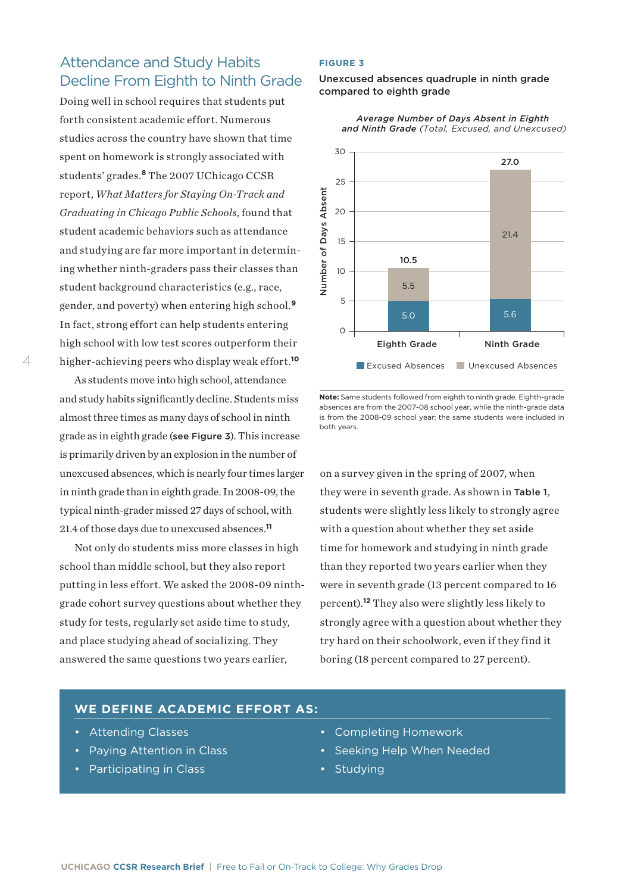## Attendance and Study Habits Decline From Eighth to Ninth Grade

Doing well in school requires that students put forth consistent academic effort. Numerous studies across the country have shown that time spent on homework is strongly associated with students' grades.[8] The 2007 UChicago CCSR report, *What Matters for Staying On-Track and Graduating in Chicago Public Schools*, found that student academic behaviors such as attendance and studying are far more important in determining whether ninth-graders pass their classes than student background characteristics (e.g., race, gender, and poverty) when entering high school.[9] In fact, strong effort can help students entering high school with low test scores outperform their higher-achieving peers who display weak effort.[10]

As students move into high school, attendance and study habits significantly decline. Students miss almost three times as many days of school in ninth grade as in eighth grade (**see Figure 3**). This increase is primarily driven by an explosion in the number of unexcused absences, which is nearly four times larger in ninth grade than in eighth grade. In 2008-09, the typical ninth-grader missed 27 days of school, with 21.4 of those days due to unexcused absences.[11]

Not only do students miss more classes in high school than middle school, but they also report putting in less effort. We asked the 2008-09 ninth-grade cohort survey questions about whether they study for tests, regularly set aside time to study, and place studying ahead of socializing. They answered the same questions two years earlier, on a survey given in the spring of 2007, when they were in seventh grade. As shown in **Table 1**, students were slightly less likely to strongly agree with a question about whether they set aside time for homework and studying in ninth grade than they reported two years earlier when they were in seventh grade (13 percent compared to 16 percent).[12] They also were slightly less likely to strongly agree with a question about whether they try hard on their schoolwork, even if they find it boring (18 percent compared to 27 percent).

**FIGURE 3**

**Unexcused absences quadruple in ninth grade compared to eighth grade**

***Average Number of Days Absent in Eighth and Ninth Grade*** *(Total, Excused, and Unexcused)*

| | Excused Absences | Unexcused Absences | Total |
|---|---|---|---|
| Eighth Grade | 5.0 | 5.5 | 10.5 |
| Ninth Grade | 5.6 | 21.4 | 27.0 |

**Note:** Same students followed from eighth to ninth grade. Eighth-grade absences are from the 2007-08 school year, while the ninth-grade data is from the 2008-09 school year; the same students were included in both years.

**WE DEFINE ACADEMIC EFFORT AS:**

- Attending Classes
- Paying Attention in Class
- Participating in Class
- Completing Homework
- Seeking Help When Needed
- Studying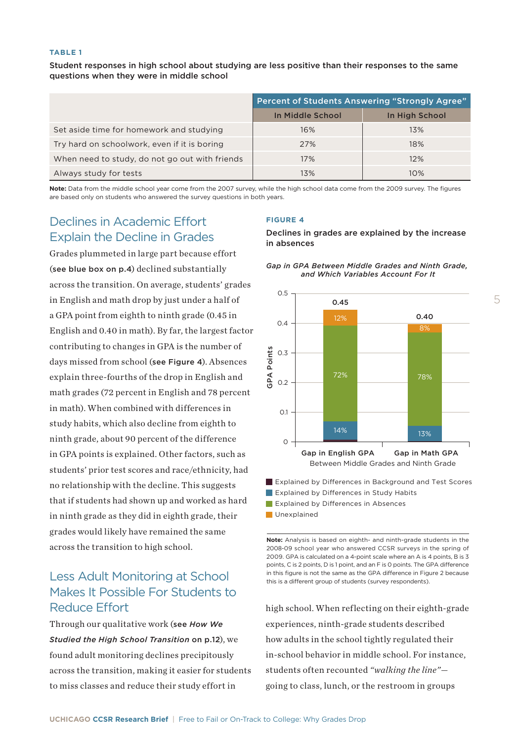**TABLE 1**

**Student responses in high school about studying are less positive than their responses to the same questions when they were in middle school**

| | Percent of Students Answering "Strongly Agree" | |
|---|---|---|
| | In Middle School | In High School |
| Set aside time for homework and studying | 16% | 13% |
| Try hard on schoolwork, even if it is boring | 27% | 18% |
| When need to study, do not go out with friends | 17% | 12% |
| Always study for tests | 13% | 10% |

**Note:** Data from the middle school year come from the 2007 survey, while the high school data come from the 2009 survey. The figures are based only on students who answered the survey questions in both years.

## Declines in Academic Effort Explain the Decline in Grades

Grades plummeted in large part because effort (**see blue box on p.4**) declined substantially across the transition. On average, students' grades in English and math drop by just under a half of a GPA point from eighth to ninth grade (0.45 in English and 0.40 in math). By far, the largest factor contributing to changes in GPA is the number of days missed from school (**see Figure 4**). Absences explain three-fourths of the drop in English and math grades (72 percent in English and 78 percent in math). When combined with differences in study habits, which also decline from eighth to ninth grade, about 90 percent of the difference in GPA points is explained. Other factors, such as students' prior test scores and race/ethnicity, had no relationship with the decline. This suggests that if students had shown up and worked as hard in ninth grade as they did in eighth grade, their grades would likely have remained the same across the transition to high school.

**FIGURE 4**

**Declines in grades are explained by the increase in absences**

*Gap in GPA Between Middle Grades and Ninth Grade, and Which Variables Account For It*

| GPA Points | Gap in English GPA | Gap in Math GPA |
|---|---|---|
| Total gap | 0.45 | 0.40 |
| Unexplained | 12% | 8% |
| Explained by Differences in Absences | 72% | 78% |
| Explained by Differences in Study Habits | 14% | 13% |
| Explained by Differences in Background and Test Scores | | |

Between Middle Grades and Ninth Grade

**Note:** Analysis is based on eighth- and ninth-grade students in the 2008-09 school year who answered CCSR surveys in the spring of 2009. GPA is calculated on a 4-point scale where an A is 4 points, B is 3 points, C is 2 points, D is 1 point, and an F is 0 points. The GPA difference in this figure is not the same as the GPA difference in Figure 2 because this is a different group of students (survey respondents).

## Less Adult Monitoring at School Makes It Possible For Students to Reduce Effort

Through our qualitative work (**see *How We Studied the High School Transition* on p.12**), we found adult monitoring declines precipitously across the transition, making it easier for students to miss classes and reduce their study effort in high school. When reflecting on their eighth-grade experiences, ninth-grade students described how adults in the school tightly regulated their in-school behavior in middle school. For instance, students often recounted *"walking the line"*—going to class, lunch, or the restroom in groups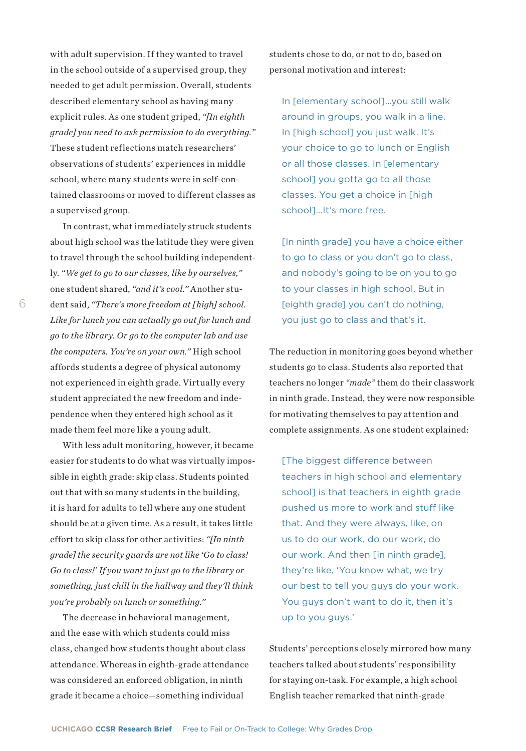with adult supervision. If they wanted to travel in the school outside of a supervised group, they needed to get adult permission. Overall, students described elementary school as having many explicit rules. As one student griped, *"[In eighth grade] you need to ask permission to do everything."* These student reflections match researchers' observations of students' experiences in middle school, where many students were in self-contained classrooms or moved to different classes as a supervised group.

In contrast, what immediately struck students about high school was the latitude they were given to travel through the school building independently. *"We get to go to our classes, like by ourselves,"* one student shared, *"and it's cool."* Another student said, *"There's more freedom at [high] school. Like for lunch you can actually go out for lunch and go to the library. Or go to the computer lab and use the computers. You're on your own."* High school affords students a degree of physical autonomy not experienced in eighth grade. Virtually every student appreciated the new freedom and independence when they entered high school as it made them feel more like a young adult.

With less adult monitoring, however, it became easier for students to do what was virtually impossible in eighth grade: skip class. Students pointed out that with so many students in the building, it is hard for adults to tell where any one student should be at a given time. As a result, it takes little effort to skip class for other activities: *"[In ninth grade] the security guards are not like 'Go to class! Go to class!' If you want to just go to the library or something, just chill in the hallway and they'll think you're probably on lunch or something."*

The decrease in behavioral management, and the ease with which students could miss class, changed how students thought about class attendance. Whereas in eighth-grade attendance was considered an enforced obligation, in ninth grade it became a choice—something individual students chose to do, or not to do, based on personal motivation and interest:

> In [elementary school]…you still walk around in groups, you walk in a line. In [high school] you just walk. It's your choice to go to lunch or English or all those classes. In [elementary school] you gotta go to all those classes. You get a choice in [high school]…It's more free.

> [In ninth grade] you have a choice either to go to class or you don't go to class, and nobody's going to be on you to go to your classes in high school. But in [eighth grade] you can't do nothing, you just go to class and that's it.

The reduction in monitoring goes beyond whether students go to class. Students also reported that teachers no longer *"made"* them do their classwork in ninth grade. Instead, they were now responsible for motivating themselves to pay attention and complete assignments. As one student explained:

> [The biggest difference between teachers in high school and elementary school] is that teachers in eighth grade pushed us more to work and stuff like that. And they were always, like, on us to do our work, do our work, do our work. And then [in ninth grade], they're like, 'You know what, we try our best to tell you guys do your work. You guys don't want to do it, then it's up to you guys.'

Students' perceptions closely mirrored how many teachers talked about students' responsibility for staying on-task. For example, a high school English teacher remarked that ninth-grade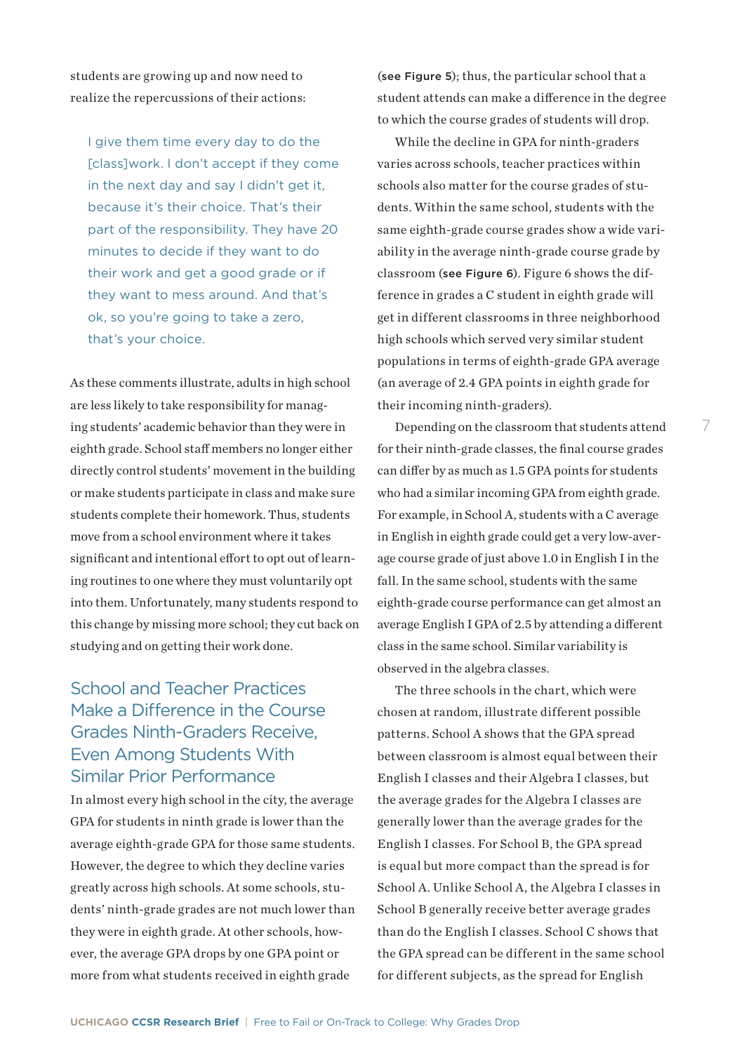students are growing up and now need to realize the repercussions of their actions:

> I give them time every day to do the [class]work. I don't accept if they come in the next day and say I didn't get it, because it's their choice. That's their part of the responsibility. They have 20 minutes to decide if they want to do their work and get a good grade or if they want to mess around. And that's ok, so you're going to take a zero, that's your choice.

As these comments illustrate, adults in high school are less likely to take responsibility for managing students' academic behavior than they were in eighth grade. School staff members no longer either directly control students' movement in the building or make students participate in class and make sure students complete their homework. Thus, students move from a school environment where it takes significant and intentional effort to opt out of learning routines to one where they must voluntarily opt into them. Unfortunately, many students respond to this change by missing more school; they cut back on studying and on getting their work done.

## School and Teacher Practices Make a Difference in the Course Grades Ninth-Graders Receive, Even Among Students With Similar Prior Performance

In almost every high school in the city, the average GPA for students in ninth grade is lower than the average eighth-grade GPA for those same students. However, the degree to which they decline varies greatly across high schools. At some schools, students' ninth-grade grades are not much lower than they were in eighth grade. At other schools, however, the average GPA drops by one GPA point or more from what students received in eighth grade (**see Figure 5**); thus, the particular school that a student attends can make a difference in the degree to which the course grades of students will drop.

While the decline in GPA for ninth-graders varies across schools, teacher practices within schools also matter for the course grades of students. Within the same school, students with the same eighth-grade course grades show a wide variability in the average ninth-grade course grade by classroom (**see Figure 6**). Figure 6 shows the difference in grades a C student in eighth grade will get in different classrooms in three neighborhood high schools which served very similar student populations in terms of eighth-grade GPA average (an average of 2.4 GPA points in eighth grade for their incoming ninth-graders).

Depending on the classroom that students attend for their ninth-grade classes, the final course grades can differ by as much as 1.5 GPA points for students who had a similar incoming GPA from eighth grade. For example, in School A, students with a C average in English in eighth grade could get a very low-average course grade of just above 1.0 in English I in the fall. In the same school, students with the same eighth-grade course performance can get almost an average English I GPA of 2.5 by attending a different class in the same school. Similar variability is observed in the algebra classes.

The three schools in the chart, which were chosen at random, illustrate different possible patterns. School A shows that the GPA spread between classroom is almost equal between their English I classes and their Algebra I classes, but the average grades for the Algebra I classes are generally lower than the average grades for the English I classes. For School B, the GPA spread is equal but more compact than the spread is for School A. Unlike School A, the Algebra I classes in School B generally receive better average grades than do the English I classes. School C shows that the GPA spread can be different in the same school for different subjects, as the spread for English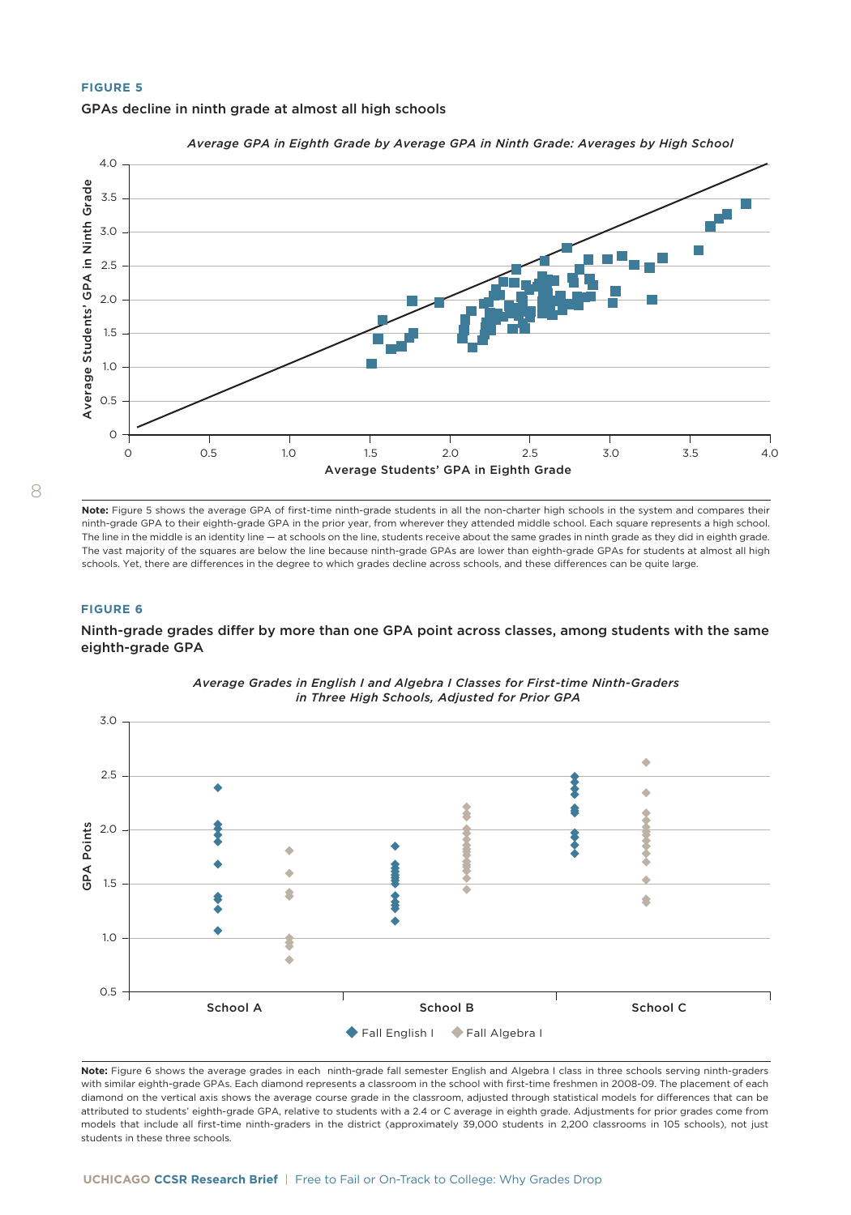**FIGURE 5**

GPAs decline in ninth grade at almost all high schools

*Average GPA in Eighth Grade by Average GPA in Ninth Grade: Averages by High School*

**Note:** Figure 5 shows the average GPA of first-time ninth-grade students in all the non-charter high schools in the system and compares their ninth-grade GPA to their eighth-grade GPA in the prior year, from wherever they attended middle school. Each square represents a high school. The line in the middle is an identity line — at schools on the line, students receive about the same grades in ninth grade as they did in eighth grade. The vast majority of the squares are below the line because ninth-grade GPAs are lower than eighth-grade GPAs for students at almost all high schools. Yet, there are differences in the degree to which grades decline across schools, and these differences can be quite large.

**FIGURE 6**

Ninth-grade grades differ by more than one GPA point across classes, among students with the same eighth-grade GPA

*Average Grades in English I and Algebra I Classes for First-time Ninth-Graders in Three High Schools, Adjusted for Prior GPA*

**Note:** Figure 6 shows the average grades in each ninth-grade fall semester English and Algebra I class in three schools serving ninth-graders with similar eighth-grade GPAs. Each diamond represents a classroom in the school with first-time freshmen in 2008-09. The placement of each diamond on the vertical axis shows the average course grade in the classroom, adjusted through statistical models for differences that can be attributed to students' eighth-grade GPA, relative to students with a 2.4 or C average in eighth grade. Adjustments for prior grades come from models that include all first-time ninth-graders in the district (approximately 39,000 students in 2,200 classrooms in 105 schools), not just students in these three schools.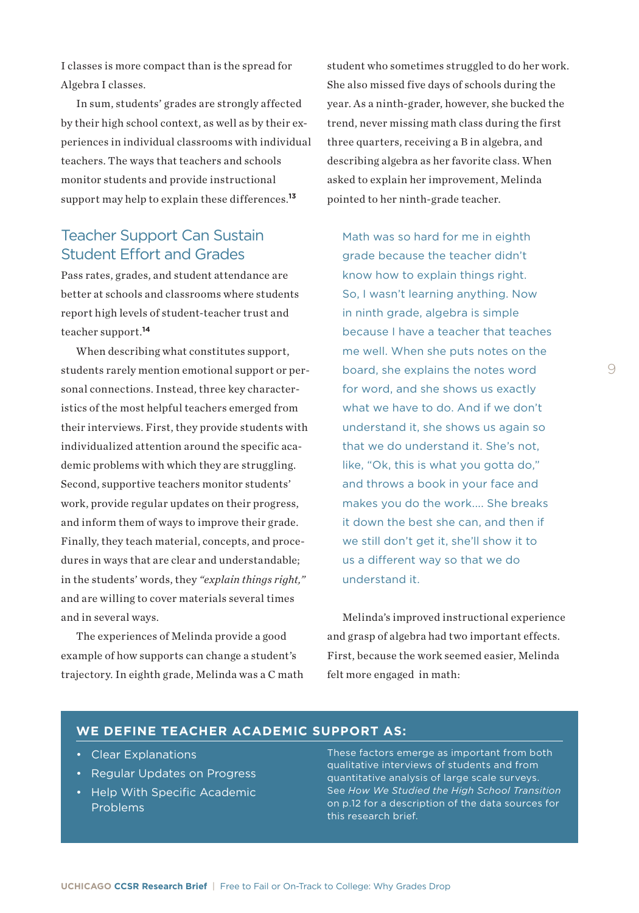I classes is more compact than is the spread for Algebra I classes.

In sum, students' grades are strongly affected by their high school context, as well as by their experiences in individual classrooms with individual teachers. The ways that teachers and schools monitor students and provide instructional support may help to explain these differences.[13]

## Teacher Support Can Sustain Student Effort and Grades

Pass rates, grades, and student attendance are better at schools and classrooms where students report high levels of student-teacher trust and teacher support.[14]

When describing what constitutes support, students rarely mention emotional support or personal connections. Instead, three key characteristics of the most helpful teachers emerged from their interviews. First, they provide students with individualized attention around the specific academic problems with which they are struggling. Second, supportive teachers monitor students' work, provide regular updates on their progress, and inform them of ways to improve their grade. Finally, they teach material, concepts, and procedures in ways that are clear and understandable; in the students' words, they *"explain things right,"* and are willing to cover materials several times and in several ways.

The experiences of Melinda provide a good example of how supports can change a student's trajectory. In eighth grade, Melinda was a C math student who sometimes struggled to do her work. She also missed five days of schools during the year. As a ninth-grader, however, she bucked the trend, never missing math class during the first three quarters, receiving a B in algebra, and describing algebra as her favorite class. When asked to explain her improvement, Melinda pointed to her ninth-grade teacher.

> Math was so hard for me in eighth grade because the teacher didn't know how to explain things right. So, I wasn't learning anything. Now in ninth grade, algebra is simple because I have a teacher that teaches me well. When she puts notes on the board, she explains the notes word for word, and she shows us exactly what we have to do. And if we don't understand it, she shows us again so that we do understand it. She's not, like, "Ok, this is what you gotta do," and throws a book in your face and makes you do the work.... She breaks it down the best she can, and then if we still don't get it, she'll show it to us a different way so that we do understand it.

Melinda's improved instructional experience and grasp of algebra had two important effects. First, because the work seemed easier, Melinda felt more engaged in math:

**WE DEFINE TEACHER ACADEMIC SUPPORT AS:**

- Clear Explanations
- Regular Updates on Progress
- Help With Specific Academic Problems

These factors emerge as important from both qualitative interviews of students and from quantitative analysis of large scale surveys. See *How We Studied the High School Transition* on p.12 for a description of the data sources for this research brief.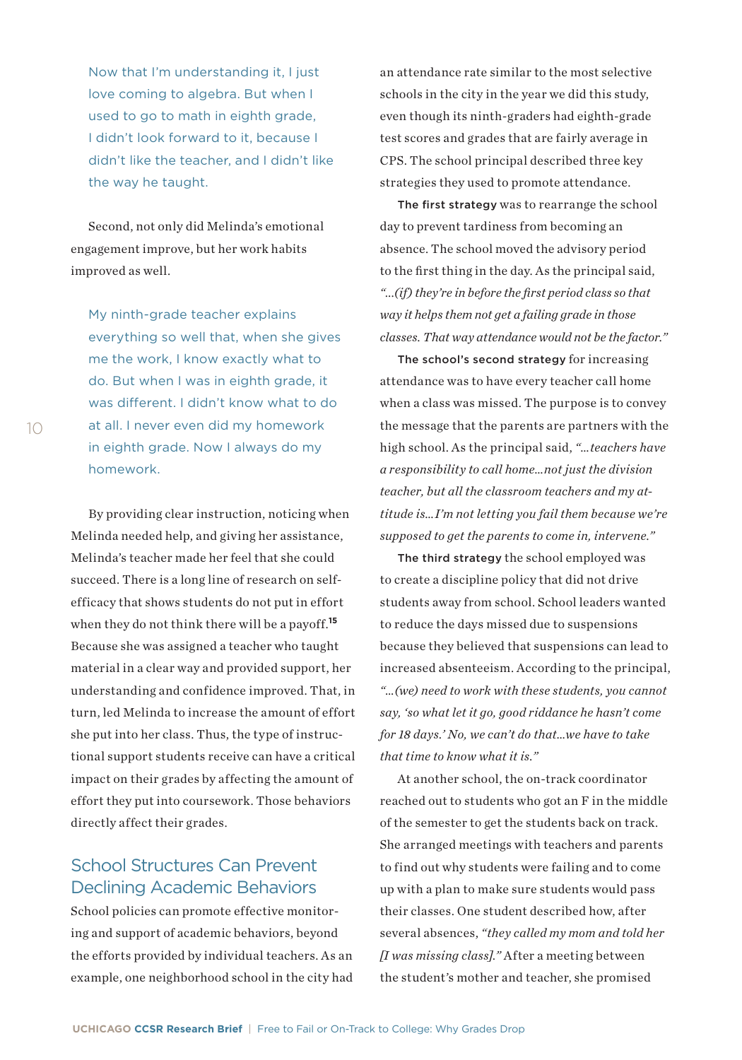> Now that I'm understanding it, I just love coming to algebra. But when I used to go to math in eighth grade, I didn't look forward to it, because I didn't like the teacher, and I didn't like the way he taught.

Second, not only did Melinda's emotional engagement improve, but her work habits improved as well.

> My ninth-grade teacher explains everything so well that, when she gives me the work, I know exactly what to do. But when I was in eighth grade, it was different. I didn't know what to do at all. I never even did my homework in eighth grade. Now I always do my homework.

By providing clear instruction, noticing when Melinda needed help, and giving her assistance, Melinda's teacher made her feel that she could succeed. There is a long line of research on self-efficacy that shows students do not put in effort when they do not think there will be a payoff.[15] Because she was assigned a teacher who taught material in a clear way and provided support, her understanding and confidence improved. That, in turn, led Melinda to increase the amount of effort she put into her class. Thus, the type of instructional support students receive can have a critical impact on their grades by affecting the amount of effort they put into coursework. Those behaviors directly affect their grades.

## School Structures Can Prevent Declining Academic Behaviors

School policies can promote effective monitoring and support of academic behaviors, beyond the efforts provided by individual teachers. As an example, one neighborhood school in the city had an attendance rate similar to the most selective schools in the city in the year we did this study, even though its ninth-graders had eighth-grade test scores and grades that are fairly average in CPS. The school principal described three key strategies they used to promote attendance.

**The first strategy** was to rearrange the school day to prevent tardiness from becoming an absence. The school moved the advisory period to the first thing in the day. As the principal said, *"...(if) they're in before the first period class so that way it helps them not get a failing grade in those classes. That way attendance would not be the factor."*

**The school's second strategy** for increasing attendance was to have every teacher call home when a class was missed. The purpose is to convey the message that the parents are partners with the high school. As the principal said, *"...teachers have a responsibility to call home...not just the division teacher, but all the classroom teachers and my attitude is...I'm not letting you fail them because we're supposed to get the parents to come in, intervene."*

**The third strategy** the school employed was to create a discipline policy that did not drive students away from school. School leaders wanted to reduce the days missed due to suspensions because they believed that suspensions can lead to increased absenteeism. According to the principal, *"...(we) need to work with these students, you cannot say, 'so what let it go, good riddance he hasn't come for 18 days.' No, we can't do that...we have to take that time to know what it is."*

At another school, the on-track coordinator reached out to students who got an F in the middle of the semester to get the students back on track. She arranged meetings with teachers and parents to find out why students were failing and to come up with a plan to make sure students would pass their classes. One student described how, after several absences, *"they called my mom and told her [I was missing class]."* After a meeting between the student's mother and teacher, she promised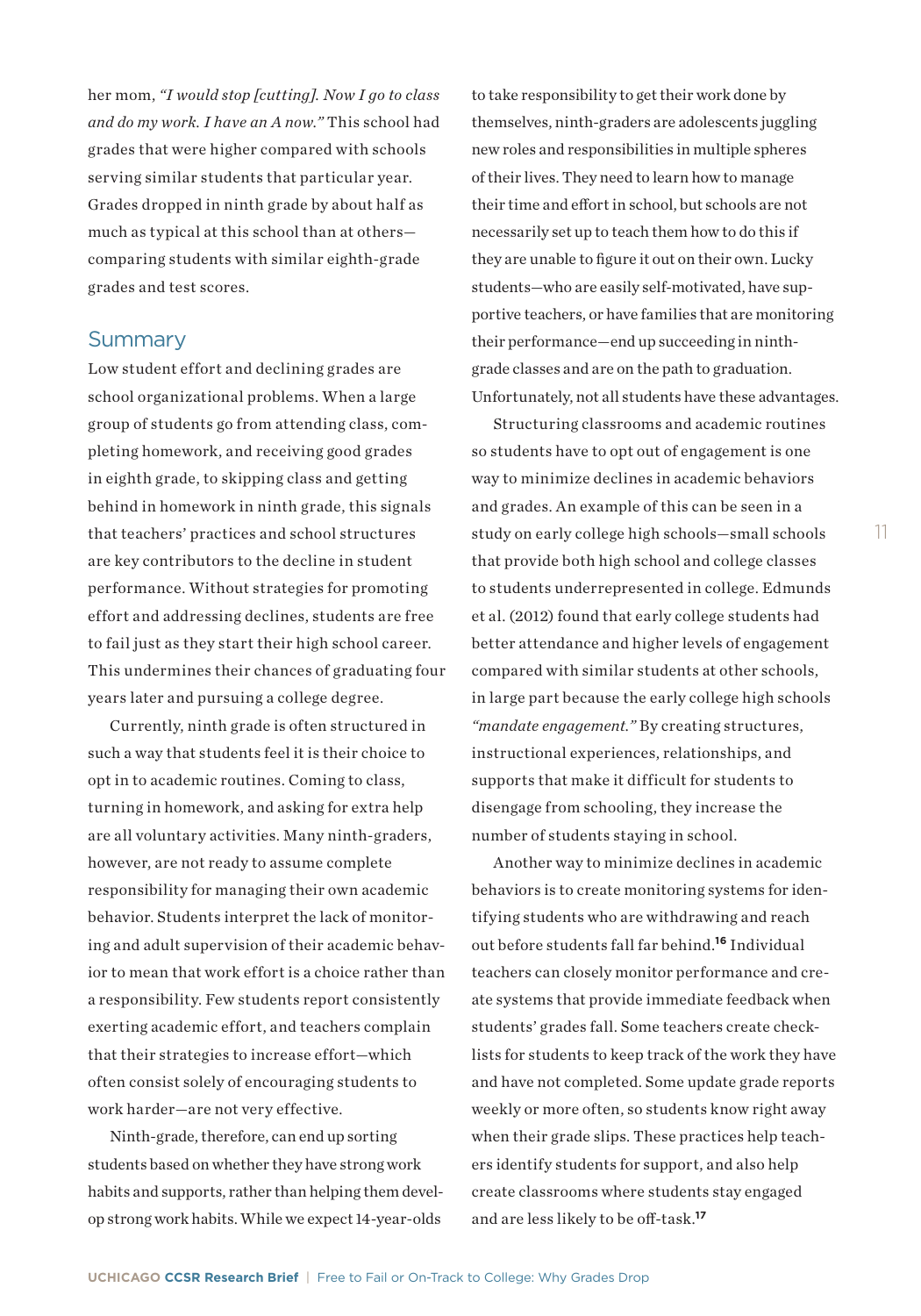her mom, *"I would stop [cutting]. Now I go to class and do my work. I have an A now."* This school had grades that were higher compared with schools serving similar students that particular year. Grades dropped in ninth grade by about half as much as typical at this school than at others—comparing students with similar eighth-grade grades and test scores.

## Summary

Low student effort and declining grades are school organizational problems. When a large group of students go from attending class, completing homework, and receiving good grades in eighth grade, to skipping class and getting behind in homework in ninth grade, this signals that teachers' practices and school structures are key contributors to the decline in student performance. Without strategies for promoting effort and addressing declines, students are free to fail just as they start their high school career. This undermines their chances of graduating four years later and pursuing a college degree.

Currently, ninth grade is often structured in such a way that students feel it is their choice to opt in to academic routines. Coming to class, turning in homework, and asking for extra help are all voluntary activities. Many ninth-graders, however, are not ready to assume complete responsibility for managing their own academic behavior. Students interpret the lack of monitoring and adult supervision of their academic behavior to mean that work effort is a choice rather than a responsibility. Few students report consistently exerting academic effort, and teachers complain that their strategies to increase effort—which often consist solely of encouraging students to work harder—are not very effective.

Ninth-grade, therefore, can end up sorting students based on whether they have strong work habits and supports, rather than helping them develop strong work habits. While we expect 14-year-olds to take responsibility to get their work done by themselves, ninth-graders are adolescents juggling new roles and responsibilities in multiple spheres of their lives. They need to learn how to manage their time and effort in school, but schools are not necessarily set up to teach them how to do this if they are unable to figure it out on their own. Lucky students—who are easily self-motivated, have supportive teachers, or have families that are monitoring their performance—end up succeeding in ninth-grade classes and are on the path to graduation. Unfortunately, not all students have these advantages.

Structuring classrooms and academic routines so students have to opt out of engagement is one way to minimize declines in academic behaviors and grades. An example of this can be seen in a study on early college high schools—small schools that provide both high school and college classes to students underrepresented in college. Edmunds et al. (2012) found that early college students had better attendance and higher levels of engagement compared with similar students at other schools, in large part because the early college high schools *"mandate engagement."* By creating structures, instructional experiences, relationships, and supports that make it difficult for students to disengage from schooling, they increase the number of students staying in school.

Another way to minimize declines in academic behaviors is to create monitoring systems for identifying students who are withdrawing and reach out before students fall far behind.[16] Individual teachers can closely monitor performance and create systems that provide immediate feedback when students' grades fall. Some teachers create checklists for students to keep track of the work they have and have not completed. Some update grade reports weekly or more often, so students know right away when their grade slips. These practices help teachers identify students for support, and also help create classrooms where students stay engaged and are less likely to be off-task.[17]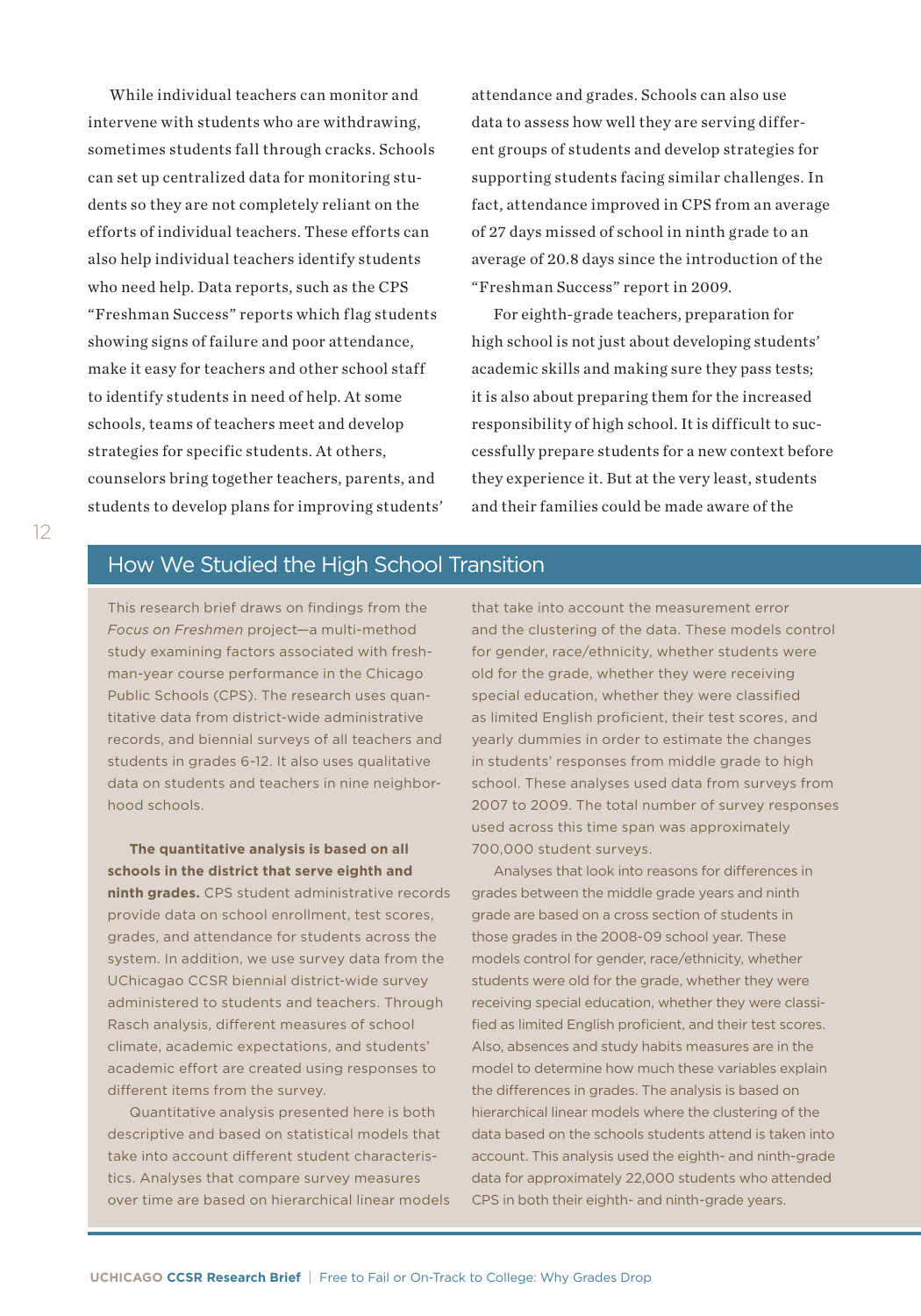While individual teachers can monitor and intervene with students who are withdrawing, sometimes students fall through cracks. Schools can set up centralized data for monitoring students so they are not completely reliant on the efforts of individual teachers. These efforts can also help individual teachers identify students who need help. Data reports, such as the CPS "Freshman Success" reports which flag students showing signs of failure and poor attendance, make it easy for teachers and other school staff to identify students in need of help. At some schools, teams of teachers meet and develop strategies for specific students. At others, counselors bring together teachers, parents, and students to develop plans for improving students' attendance and grades. Schools can also use data to assess how well they are serving different groups of students and develop strategies for supporting students facing similar challenges. In fact, attendance improved in CPS from an average of 27 days missed of school in ninth grade to an average of 20.8 days since the introduction of the "Freshman Success" report in 2009.

For eighth-grade teachers, preparation for high school is not just about developing students' academic skills and making sure they pass tests; it is also about preparing them for the increased responsibility of high school. It is difficult to successfully prepare students for a new context before they experience it. But at the very least, students and their families could be made aware of the

## How We Studied the High School Transition

This research brief draws on findings from the *Focus on Freshmen* project—a multi-method study examining factors associated with freshman-year course performance in the Chicago Public Schools (CPS). The research uses quantitative data from district-wide administrative records, and biennial surveys of all teachers and students in grades 6-12. It also uses qualitative data on students and teachers in nine neighborhood schools.

**The quantitative analysis is based on all schools in the district that serve eighth and ninth grades.** CPS student administrative records provide data on school enrollment, test scores, grades, and attendance for students across the system. In addition, we use survey data from the UChicagao CCSR biennial district-wide survey administered to students and teachers. Through Rasch analysis, different measures of school climate, academic expectations, and students' academic effort are created using responses to different items from the survey.

Quantitative analysis presented here is both descriptive and based on statistical models that take into account different student characteristics. Analyses that compare survey measures over time are based on hierarchical linear models that take into account the measurement error and the clustering of the data. These models control for gender, race/ethnicity, whether students were old for the grade, whether they were receiving special education, whether they were classified as limited English proficient, their test scores, and yearly dummies in order to estimate the changes in students' responses from middle grade to high school. These analyses used data from surveys from 2007 to 2009. The total number of survey responses used across this time span was approximately 700,000 student surveys.

Analyses that look into reasons for differences in grades between the middle grade years and ninth grade are based on a cross section of students in those grades in the 2008-09 school year. These models control for gender, race/ethnicity, whether students were old for the grade, whether they were receiving special education, whether they were classified as limited English proficient, and their test scores. Also, absences and study habits measures are in the model to determine how much these variables explain the differences in grades. The analysis is based on hierarchical linear models where the clustering of the data based on the schools students attend is taken into account. This analysis used the eighth- and ninth-grade data for approximately 22,000 students who attended CPS in both their eighth- and ninth-grade years.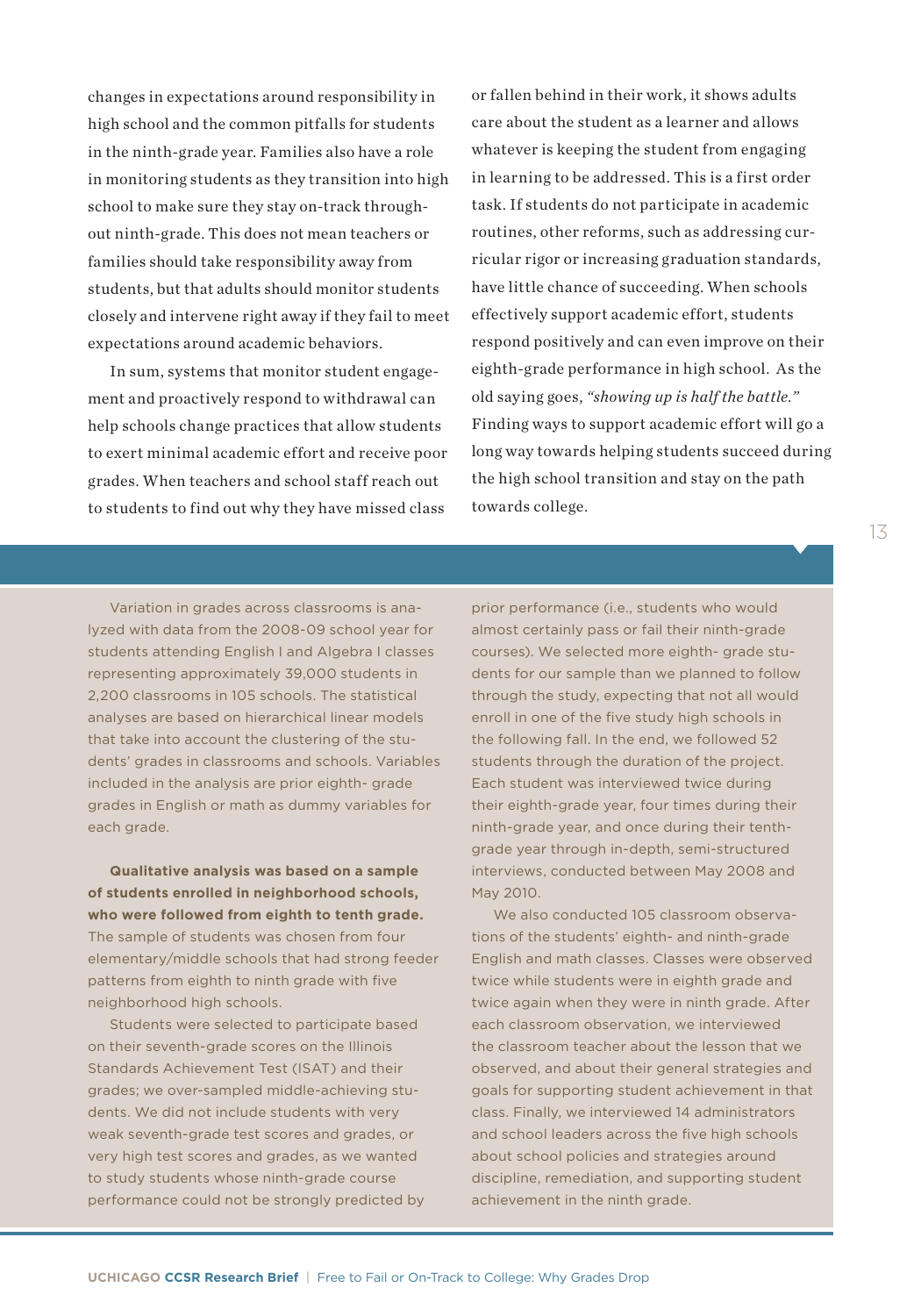changes in expectations around responsibility in high school and the common pitfalls for students in the ninth-grade year. Families also have a role in monitoring students as they transition into high school to make sure they stay on-track throughout ninth-grade. This does not mean teachers or families should take responsibility away from students, but that adults should monitor students closely and intervene right away if they fail to meet expectations around academic behaviors.

In sum, systems that monitor student engagement and proactively respond to withdrawal can help schools change practices that allow students to exert minimal academic effort and receive poor grades. When teachers and school staff reach out to students to find out why they have missed class or fallen behind in their work, it shows adults care about the student as a learner and allows whatever is keeping the student from engaging in learning to be addressed. This is a first order task. If students do not participate in academic routines, other reforms, such as addressing curricular rigor or increasing graduation standards, have little chance of succeeding. When schools effectively support academic effort, students respond positively and can even improve on their eighth-grade performance in high school. As the old saying goes, *"showing up is half the battle."* Finding ways to support academic effort will go a long way towards helping students succeed during the high school transition and stay on the path towards college.

Variation in grades across classrooms is analyzed with data from the 2008-09 school year for students attending English I and Algebra I classes representing approximately 39,000 students in 2,200 classrooms in 105 schools. The statistical analyses are based on hierarchical linear models that take into account the clustering of the students' grades in classrooms and schools. Variables included in the analysis are prior eighth- grade grades in English or math as dummy variables for each grade.

**Qualitative analysis was based on a sample of students enrolled in neighborhood schools, who were followed from eighth to tenth grade.** The sample of students was chosen from four elementary/middle schools that had strong feeder patterns from eighth to ninth grade with five neighborhood high schools.

Students were selected to participate based on their seventh-grade scores on the Illinois Standards Achievement Test (ISAT) and their grades; we over-sampled middle-achieving students. We did not include students with very weak seventh-grade test scores and grades, or very high test scores and grades, as we wanted to study students whose ninth-grade course performance could not be strongly predicted by prior performance (i.e., students who would almost certainly pass or fail their ninth-grade courses). We selected more eighth- grade students for our sample than we planned to follow through the study, expecting that not all would enroll in one of the five study high schools in the following fall. In the end, we followed 52 students through the duration of the project. Each student was interviewed twice during their eighth-grade year, four times during their ninth-grade year, and once during their tenth-grade year through in-depth, semi-structured interviews, conducted between May 2008 and May 2010.

We also conducted 105 classroom observations of the students' eighth- and ninth-grade English and math classes. Classes were observed twice while students were in eighth grade and twice again when they were in ninth grade. After each classroom observation, we interviewed the classroom teacher about the lesson that we observed, and about their general strategies and goals for supporting student achievement in that class. Finally, we interviewed 14 administrators and school leaders across the five high schools about school policies and strategies around discipline, remediation, and supporting student achievement in the ninth grade.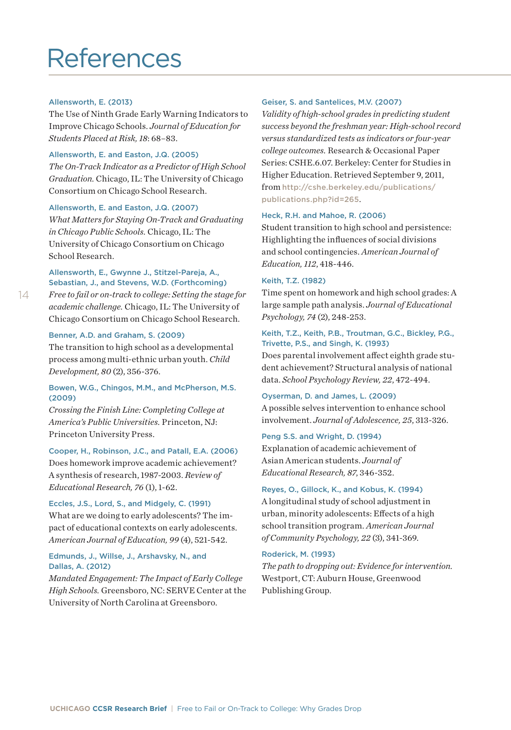# References

**Allensworth, E. (2013)**
The Use of Ninth Grade Early Warning Indicators to Improve Chicago Schools. *Journal of Education for Students Placed at Risk, 18*: 68–83.

**Allensworth, E. and Easton, J.Q. (2005)**
*The On-Track Indicator as a Predictor of High School Graduation.* Chicago, IL: The University of Chicago Consortium on Chicago School Research.

**Allensworth, E. and Easton, J.Q. (2007)**
*What Matters for Staying On-Track and Graduating in Chicago Public Schools.* Chicago, IL: The University of Chicago Consortium on Chicago School Research.

**Allensworth, E., Gwynne J., Stitzel-Pareja, A., Sebastian, J., and Stevens, W.D. (Forthcoming)**
*Free to fail or on-track to college: Setting the stage for academic challenge.* Chicago, IL: The University of Chicago Consortium on Chicago School Research.

**Benner, A.D. and Graham, S. (2009)**
The transition to high school as a developmental process among multi-ethnic urban youth. *Child Development, 80* (2), 356-376.

**Bowen, W.G., Chingos, M.M., and McPherson, M.S. (2009)**
*Crossing the Finish Line: Completing College at America's Public Universities.* Princeton, NJ: Princeton University Press.

**Cooper, H., Robinson, J.C., and Patall, E.A. (2006)**
Does homework improve academic achievement? A synthesis of research, 1987-2003. *Review of Educational Research, 76* (1), 1-62.

**Eccles, J.S., Lord, S., and Midgely, C. (1991)**
What are we doing to early adolescents? The impact of educational contexts on early adolescents. *American Journal of Education, 99* (4), 521-542.

**Edmunds, J., Willse, J., Arshavsky, N., and Dallas, A. (2012)**
*Mandated Engagement: The Impact of Early College High Schools.* Greensboro, NC: SERVE Center at the University of North Carolina at Greensboro.

**Geiser, S. and Santelices, M.V. (2007)**
*Validity of high-school grades in predicting student success beyond the freshman year: High-school record versus standardized tests as indicators or four-year college outcomes.* Research & Occasional Paper Series: CSHE.6.07. Berkeley: Center for Studies in Higher Education. Retrieved September 9, 2011, from http://cshe.berkeley.edu/publications/publications.php?id=265.

**Heck, R.H. and Mahoe, R. (2006)**
Student transition to high school and persistence: Highlighting the influences of social divisions and school contingencies. *American Journal of Education, 112*, 418-446.

**Keith, T.Z. (1982)**
Time spent on homework and high school grades: A large sample path analysis. *Journal of Educational Psychology, 74* (2), 248-253.

**Keith, T.Z., Keith, P.B., Troutman, G.C., Bickley, P.G., Trivette, P.S., and Singh, K. (1993)**
Does parental involvement affect eighth grade student achievement? Structural analysis of national data. *School Psychology Review, 22*, 472-494.

**Oyserman, D. and James, L. (2009)**
A possible selves intervention to enhance school involvement. *Journal of Adolescence, 25*, 313-326.

**Peng S.S. and Wright, D. (1994)**
Explanation of academic achievement of Asian American students. *Journal of Educational Research, 87*, 346-352.

**Reyes, O., Gillock, K., and Kobus, K. (1994)**
A longitudinal study of school adjustment in urban, minority adolescents: Effects of a high school transition program. *American Journal of Community Psychology, 22* (3), 341-369.

**Roderick, M. (1993)**
*The path to dropping out: Evidence for intervention.* Westport, CT: Auburn House, Greenwood Publishing Group.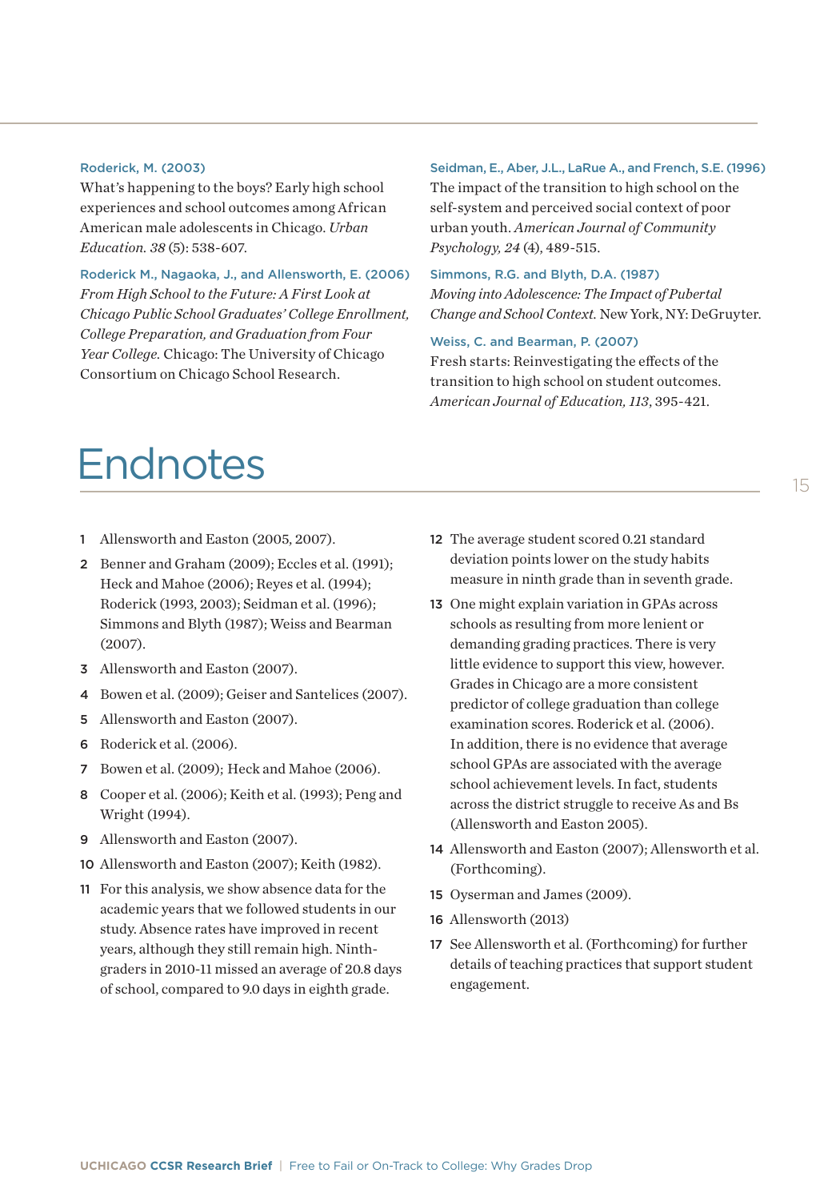**Roderick, M. (2003)**
What's happening to the boys? Early high school experiences and school outcomes among African American male adolescents in Chicago. *Urban Education. 38* (5): 538-607.

**Roderick M., Nagaoka, J., and Allensworth, E. (2006)**
*From High School to the Future: A First Look at Chicago Public School Graduates' College Enrollment, College Preparation, and Graduation from Four Year College.* Chicago: The University of Chicago Consortium on Chicago School Research.

**Seidman, E., Aber, J.L., LaRue A., and French, S.E. (1996)**
The impact of the transition to high school on the self-system and perceived social context of poor urban youth. *American Journal of Community Psychology, 24* (4), 489-515.

**Simmons, R.G. and Blyth, D.A. (1987)**
*Moving into Adolescence: The Impact of Pubertal Change and School Context.* New York, NY: DeGruyter.

**Weiss, C. and Bearman, P. (2007)**
Fresh starts: Reinvestigating the effects of the transition to high school on student outcomes. *American Journal of Education, 113*, 395-421.

# Endnotes

1. Allensworth and Easton (2005, 2007).
2. Benner and Graham (2009); Eccles et al. (1991); Heck and Mahoe (2006); Reyes et al. (1994); Roderick (1993, 2003); Seidman et al. (1996); Simmons and Blyth (1987); Weiss and Bearman (2007).
3. Allensworth and Easton (2007).
4. Bowen et al. (2009); Geiser and Santelices (2007).
5. Allensworth and Easton (2007).
6. Roderick et al. (2006).
7. Bowen et al. (2009); Heck and Mahoe (2006).
8. Cooper et al. (2006); Keith et al. (1993); Peng and Wright (1994).
9. Allensworth and Easton (2007).
10. Allensworth and Easton (2007); Keith (1982).
11. For this analysis, we show absence data for the academic years that we followed students in our study. Absence rates have improved in recent years, although they still remain high. Ninth-graders in 2010-11 missed an average of 20.8 days of school, compared to 9.0 days in eighth grade.
12. The average student scored 0.21 standard deviation points lower on the study habits measure in ninth grade than in seventh grade.
13. One might explain variation in GPAs across schools as resulting from more lenient or demanding grading practices. There is very little evidence to support this view, however. Grades in Chicago are a more consistent predictor of college graduation than college examination scores. Roderick et al. (2006). In addition, there is no evidence that average school GPAs are associated with the average school achievement levels. In fact, students across the district struggle to receive As and Bs (Allensworth and Easton 2005).
14. Allensworth and Easton (2007); Allensworth et al. (Forthcoming).
15. Oyserman and James (2009).
16. Allensworth (2013)
17. See Allensworth et al. (Forthcoming) for further details of teaching practices that support student engagement.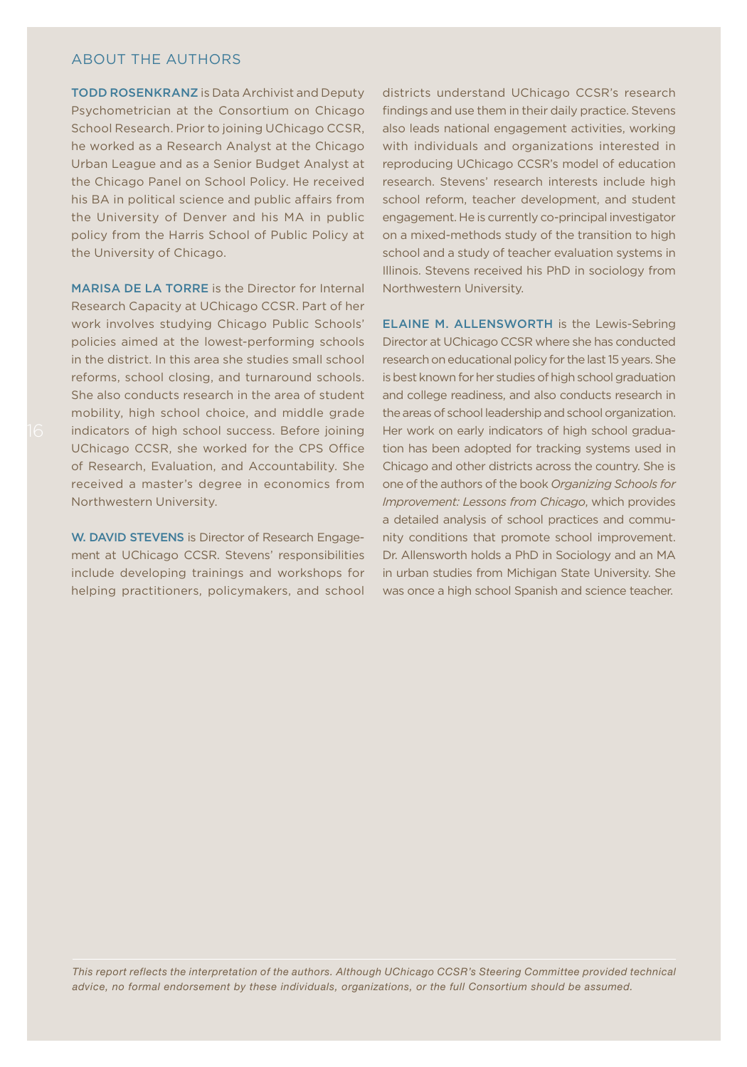## ABOUT THE AUTHORS

**TODD ROSENKRANZ** is Data Archivist and Deputy Psychometrician at the Consortium on Chicago School Research. Prior to joining UChicago CCSR, he worked as a Research Analyst at the Chicago Urban League and as a Senior Budget Analyst at the Chicago Panel on School Policy. He received his BA in political science and public affairs from the University of Denver and his MA in public policy from the Harris School of Public Policy at the University of Chicago.

**MARISA DE LA TORRE** is the Director for Internal Research Capacity at UChicago CCSR. Part of her work involves studying Chicago Public Schools' policies aimed at the lowest-performing schools in the district. In this area she studies small school reforms, school closing, and turnaround schools. She also conducts research in the area of student mobility, high school choice, and middle grade indicators of high school success. Before joining UChicago CCSR, she worked for the CPS Office of Research, Evaluation, and Accountability. She received a master's degree in economics from Northwestern University.

**W. DAVID STEVENS** is Director of Research Engagement at UChicago CCSR. Stevens' responsibilities include developing trainings and workshops for helping practitioners, policymakers, and school districts understand UChicago CCSR's research findings and use them in their daily practice. Stevens also leads national engagement activities, working with individuals and organizations interested in reproducing UChicago CCSR's model of education research. Stevens' research interests include high school reform, teacher development, and student engagement. He is currently co-principal investigator on a mixed-methods study of the transition to high school and a study of teacher evaluation systems in Illinois. Stevens received his PhD in sociology from Northwestern University.

**ELAINE M. ALLENSWORTH** is the Lewis-Sebring Director at UChicago CCSR where she has conducted research on educational policy for the last 15 years. She is best known for her studies of high school graduation and college readiness, and also conducts research in the areas of school leadership and school organization. Her work on early indicators of high school graduation has been adopted for tracking systems used in Chicago and other districts across the country. She is one of the authors of the book *Organizing Schools for Improvement: Lessons from Chicago*, which provides a detailed analysis of school practices and community conditions that promote school improvement. Dr. Allensworth holds a PhD in Sociology and an MA in urban studies from Michigan State University. She was once a high school Spanish and science teacher.

*This report reflects the interpretation of the authors. Although UChicago CCSR's Steering Committee provided technical advice, no formal endorsement by these individuals, organizations, or the full Consortium should be assumed.*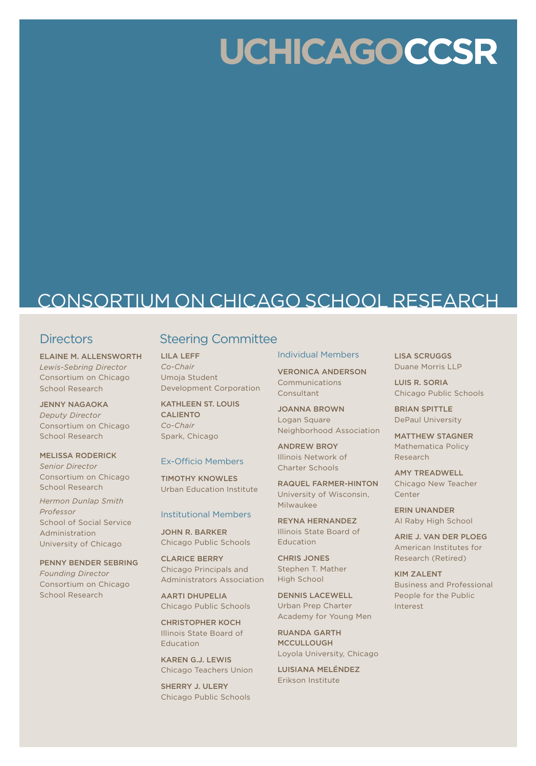# UCHICAGOCCSR

## CONSORTIUM ON CHICAGO SCHOOL RESEARCH

### Directors

**ELAINE M. ALLENSWORTH**
*Lewis-Sebring Director*
Consortium on Chicago School Research

**JENNY NAGAOKA**
*Deputy Director*
Consortium on Chicago School Research

**MELISSA RODERICK**
*Senior Director*
Consortium on Chicago School Research

*Hermon Dunlap Smith Professor*
School of Social Service Administration
University of Chicago

**PENNY BENDER SEBRING**
*Founding Director*
Consortium on Chicago School Research

### Steering Committee

**LILA LEFF**
*Co-Chair*
Umoja Student Development Corporation

**KATHLEEN ST. LOUIS CALIENTO**
*Co-Chair*
Spark, Chicago

#### Ex-Officio Members

**TIMOTHY KNOWLES**
Urban Education Institute

#### Institutional Members

**JOHN R. BARKER**
Chicago Public Schools

**CLARICE BERRY**
Chicago Principals and Administrators Association

**AARTI DHUPELIA**
Chicago Public Schools

**CHRISTOPHER KOCH**
Illinois State Board of Education

**KAREN G.J. LEWIS**
Chicago Teachers Union

**SHERRY J. ULERY**
Chicago Public Schools

#### Individual Members

**VERONICA ANDERSON**
Communications Consultant

**JOANNA BROWN**
Logan Square Neighborhood Association

**ANDREW BROY**
Illinois Network of Charter Schools

**RAQUEL FARMER-HINTON**
University of Wisconsin, Milwaukee

**REYNA HERNANDEZ**
Illinois State Board of Education

**CHRIS JONES**
Stephen T. Mather High School

**DENNIS LACEWELL**
Urban Prep Charter Academy for Young Men

**RUANDA GARTH MCCULLOUGH**
Loyola University, Chicago

**LUISIANA MELÉNDEZ**
Erikson Institute

**LISA SCRUGGS**
Duane Morris LLP

**LUIS R. SORIA**
Chicago Public Schools

**BRIAN SPITTLE**
DePaul University

**MATTHEW STAGNER**
Mathematica Policy Research

**AMY TREADWELL**
Chicago New Teacher Center

**ERIN UNANDER**
Al Raby High School

**ARIE J. VAN DER PLOEG**
American Institutes for Research (Retired)

**KIM ZALENT**
Business and Professional People for the Public Interest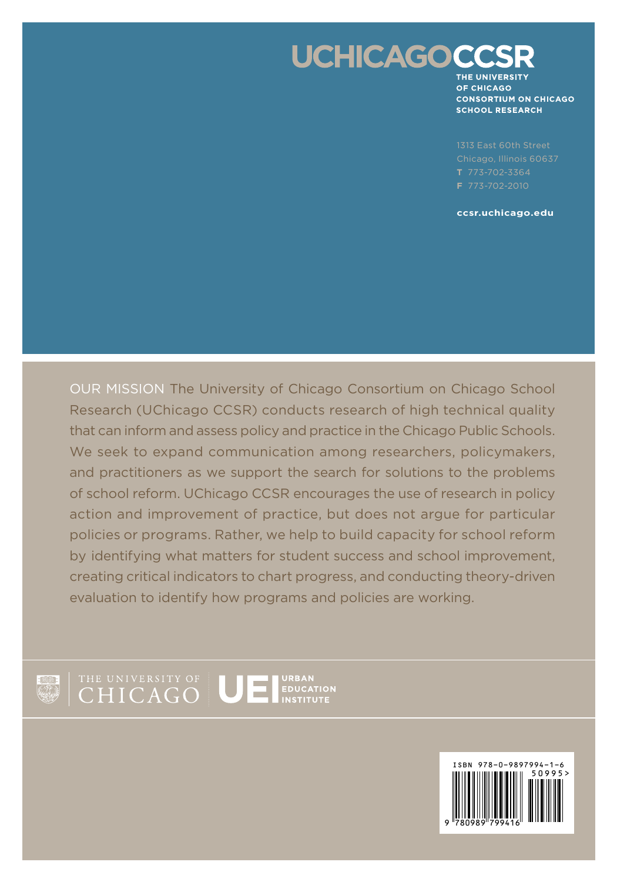# UCHICAGOCCSR

**THE UNIVERSITY OF CHICAGO CONSORTIUM ON CHICAGO SCHOOL RESEARCH**

1313 East 60th Street
Chicago, Illinois 60637
**T** 773-702-3364
**F** 773-702-2010

**ccsr.uchicago.edu**

OUR MISSION The University of Chicago Consortium on Chicago School Research (UChicago CCSR) conducts research of high technical quality that can inform and assess policy and practice in the Chicago Public Schools. We seek to expand communication among researchers, policymakers, and practitioners as we support the search for solutions to the problems of school reform. UChicago CCSR encourages the use of research in policy action and improvement of practice, but does not argue for particular policies or programs. Rather, we help to build capacity for school reform by identifying what matters for student success and school improvement, creating critical indicators to chart progress, and conducting theory-driven evaluation to identify how programs and policies are working.

THE UNIVERSITY OF CHICAGO | UEI URBAN EDUCATION INSTITUTE

ISBN 978-0-9897994-1-6